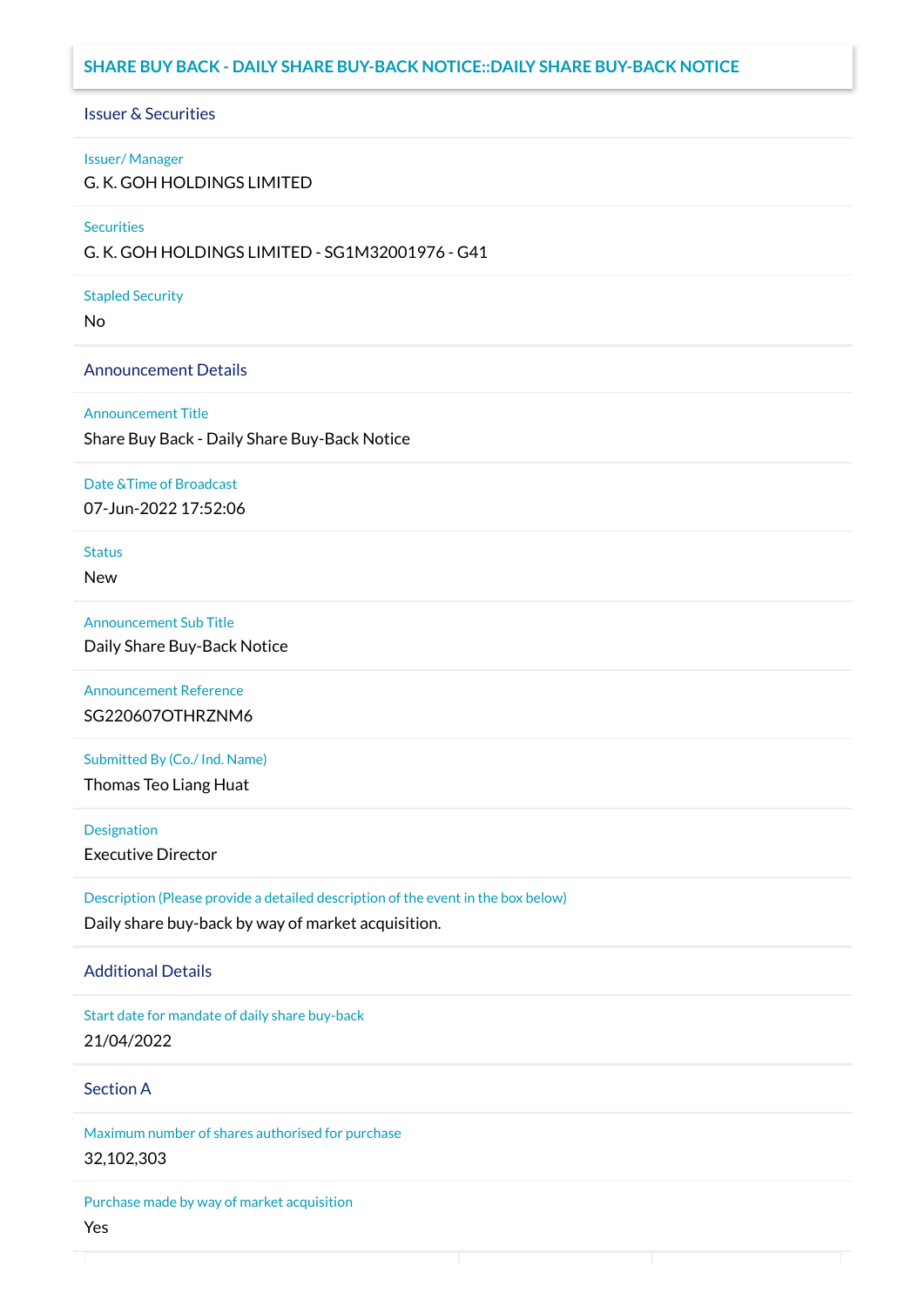## SHARE BUY BACK - DAILY SHARE BUY-BACK NOTICE::DAILY SHARE BUY-BACK NOTICE

### Issuer & Securities

Issuer/ Manager

G. K. GOH HOLDINGS LIMITED

Securities

G. K. GOH HOLDINGS LIMITED - SG1M32001976 - G41

Stapled Security

No

### Announcement Details

Announcement Title

Share Buy Back - Daily Share Buy-Back Notice

Date &Time of Broadcast

07-Jun-2022 17:52:06

Status

New

Announcement Sub Title

Daily Share Buy-Back Notice

Announcement Reference

SG220607OTHRZNM6

Submitted By (Co./ Ind. Name)

Thomas Teo Liang Huat

Designation

Executive Director

Description (Please provide a detailed description of the event in the box below)

Daily share buy-back by way of market acquisition.

### Additional Details

Start date for mandate of daily share buy-back

21/04/2022

### Section A

Maximum number of shares authorised for purchase

32,102,303

Purchase made by way of market acquisition

Yes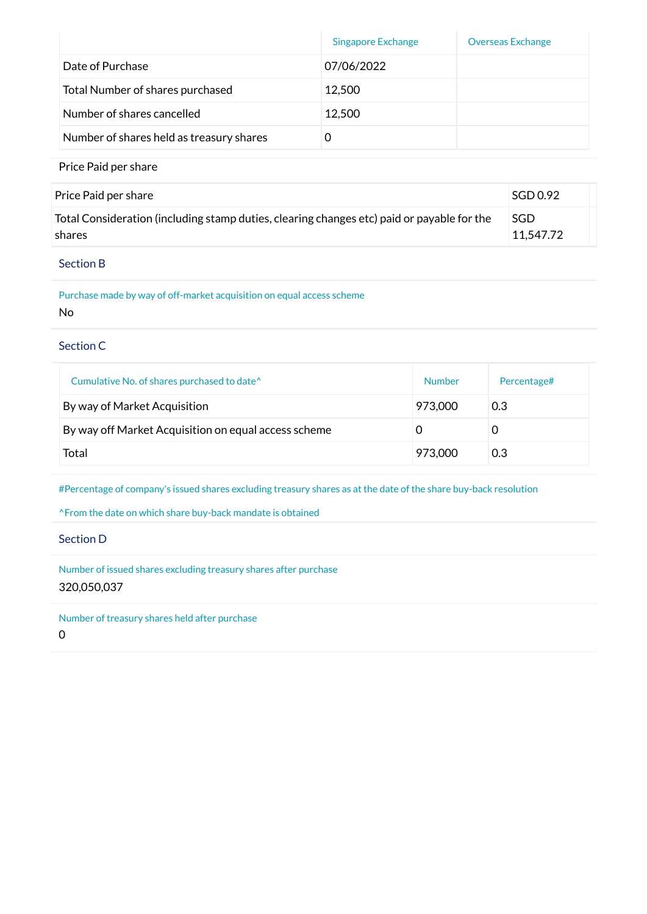| | Singapore Exchange | Overseas Exchange |
|---|---|---|
| Date of Purchase | 07/06/2022 | |
| Total Number of shares purchased | 12,500 | |
| Number of shares cancelled | 12,500 | |
| Number of shares held as treasury shares | 0 | |

Price Paid per share

| | |
|---|---|
| Price Paid per share | SGD 0.92 |
| Total Consideration (including stamp duties, clearing changes etc) paid or payable for the shares | SGD 11,547.72 |

## Section B

Purchase made by way of off-market acquisition on equal access scheme

No

## Section C

| Cumulative No. of shares purchased to date^ | Number | Percentage# |
|---|---|---|
| By way of Market Acquisition | 973,000 | 0.3 |
| By way off Market Acquisition on equal access scheme | 0 | 0 |
| Total | 973,000 | 0.3 |

#Percentage of company's issued shares excluding treasury shares as at the date of the share buy-back resolution

^From the date on which share buy-back mandate is obtained

## Section D

Number of issued shares excluding treasury shares after purchase

320,050,037

Number of treasury shares held after purchase

0